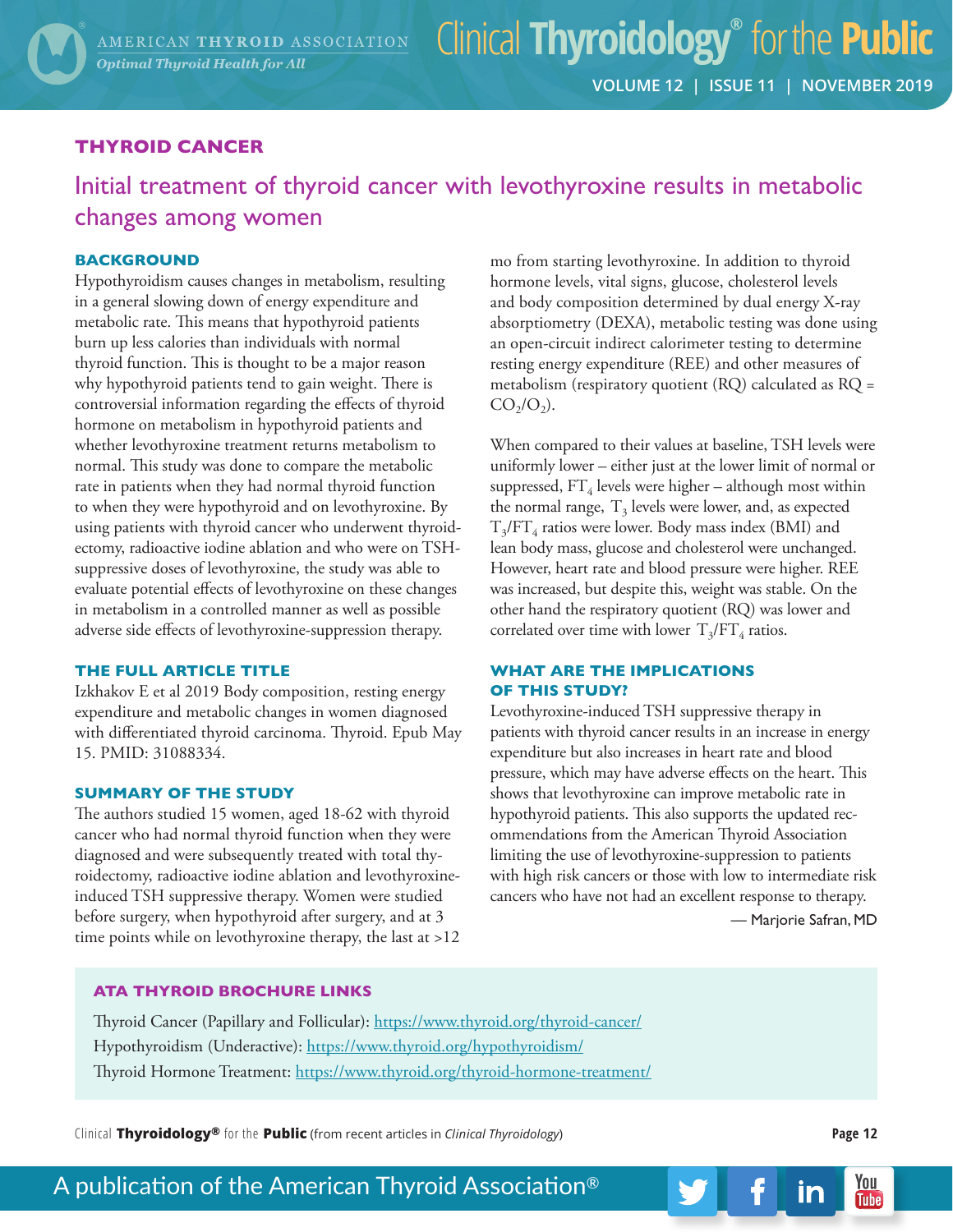## THYROID CANCER

# Initial treatment of thyroid cancer with levothyroxine results in metabolic changes among women

### BACKGROUND

Hypothyroidism causes changes in metabolism, resulting in a general slowing down of energy expenditure and metabolic rate. This means that hypothyroid patients burn up less calories than individuals with normal thyroid function. This is thought to be a major reason why hypothyroid patients tend to gain weight. There is controversial information regarding the effects of thyroid hormone on metabolism in hypothyroid patients and whether levothyroxine treatment returns metabolism to normal. This study was done to compare the metabolic rate in patients when they had normal thyroid function to when they were hypothyroid and on levothyroxine. By using patients with thyroid cancer who underwent thyroidectomy, radioactive iodine ablation and who were on TSH-suppressive doses of levothyroxine, the study was able to evaluate potential effects of levothyroxine on these changes in metabolism in a controlled manner as well as possible adverse side effects of levothyroxine-suppression therapy.

### THE FULL ARTICLE TITLE

Izkhakov E et al 2019 Body composition, resting energy expenditure and metabolic changes in women diagnosed with differentiated thyroid carcinoma. Thyroid. Epub May 15. PMID: 31088334.

### SUMMARY OF THE STUDY

The authors studied 15 women, aged 18-62 with thyroid cancer who had normal thyroid function when they were diagnosed and were subsequently treated with total thyroidectomy, radioactive iodine ablation and levothyroxine-induced TSH suppressive therapy. Women were studied before surgery, when hypothyroid after surgery, and at 3 time points while on levothyroxine therapy, the last at >12 mo from starting levothyroxine. In addition to thyroid hormone levels, vital signs, glucose, cholesterol levels and body composition determined by dual energy X-ray absorptiometry (DEXA), metabolic testing was done using an open-circuit indirect calorimeter testing to determine resting energy expenditure (REE) and other measures of metabolism (respiratory quotient (RQ) calculated as RQ = $CO_2/O_2$).

When compared to their values at baseline, TSH levels were uniformly lower – either just at the lower limit of normal or suppressed, $FT_4$ levels were higher – although most within the normal range, $T_3$ levels were lower, and, as expected $T_3/FT_4$ ratios were lower. Body mass index (BMI) and lean body mass, glucose and cholesterol were unchanged. However, heart rate and blood pressure were higher. REE was increased, but despite this, weight was stable. On the other hand the respiratory quotient (RQ) was lower and correlated over time with lower $T_3/FT_4$ ratios.

### WHAT ARE THE IMPLICATIONS OF THIS STUDY?

Levothyroxine-induced TSH suppressive therapy in patients with thyroid cancer results in an increase in energy expenditure but also increases in heart rate and blood pressure, which may have adverse effects on the heart. This shows that levothyroxine can improve metabolic rate in hypothyroid patients. This also supports the updated recommendations from the American Thyroid Association limiting the use of levothyroxine-suppression to patients with high risk cancers or those with low to intermediate risk cancers who have not had an excellent response to therapy.

— Marjorie Safran, MD

### ATA THYROID BROCHURE LINKS

Thyroid Cancer (Papillary and Follicular): https://www.thyroid.org/thyroid-cancer/
Hypothyroidism (Underactive): https://www.thyroid.org/hypothyroidism/
Thyroid Hormone Treatment: https://www.thyroid.org/thyroid-hormone-treatment/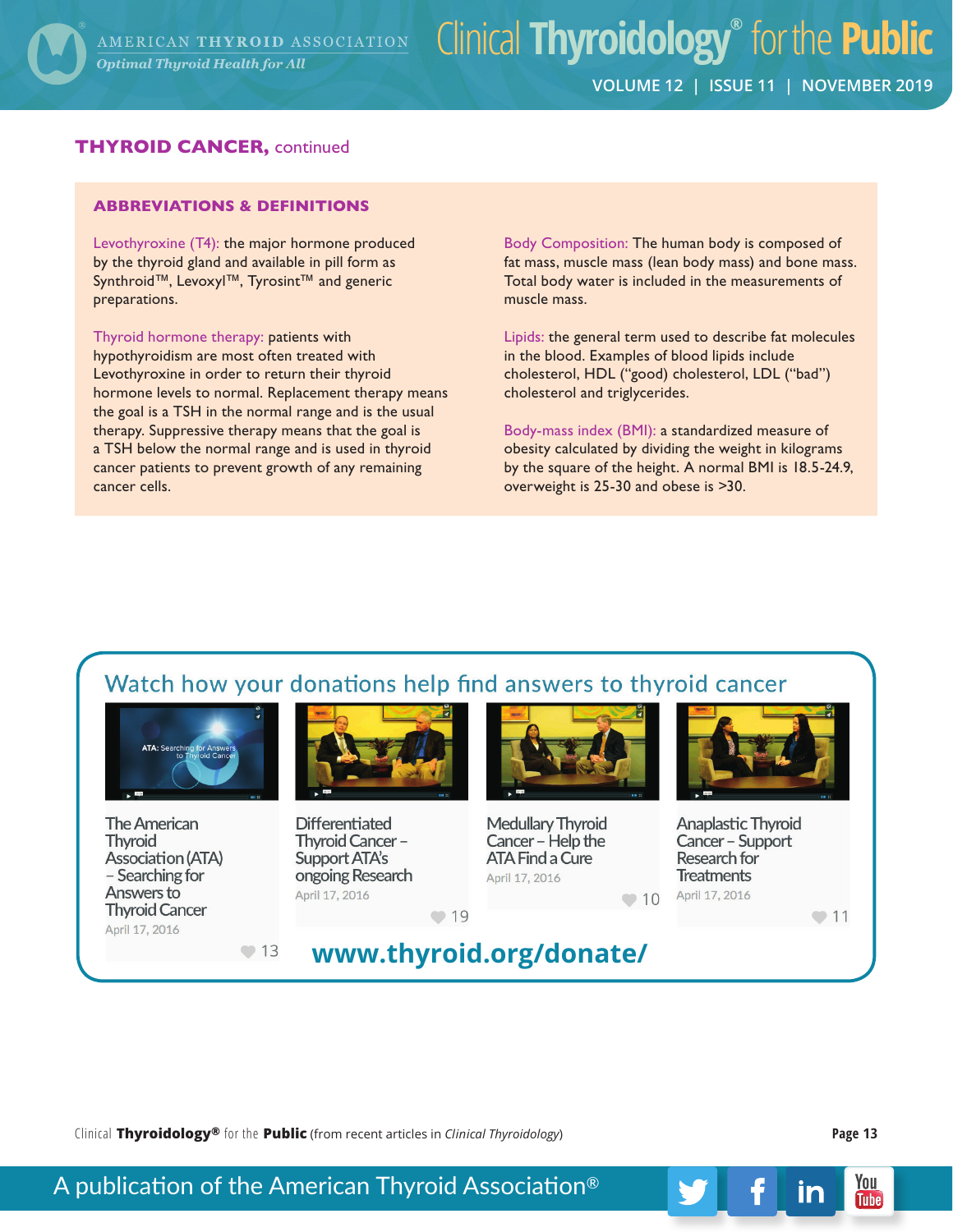## THYROID CANCER, continued

### ABBREVIATIONS & DEFINITIONS

Levothyroxine (T4): the major hormone produced by the thyroid gland and available in pill form as Synthroid™, Levoxyl™, Tyrosint™ and generic preparations.

Thyroid hormone therapy: patients with hypothyroidism are most often treated with Levothyroxine in order to return their thyroid hormone levels to normal. Replacement therapy means the goal is a TSH in the normal range and is the usual therapy. Suppressive therapy means that the goal is a TSH below the normal range and is used in thyroid cancer patients to prevent growth of any remaining cancer cells.

Body Composition: The human body is composed of fat mass, muscle mass (lean body mass) and bone mass. Total body water is included in the measurements of muscle mass.

Lipids: the general term used to describe fat molecules in the blood. Examples of blood lipids include cholesterol, HDL ("good") cholesterol, LDL ("bad") cholesterol and triglycerides.

Body-mass index (BMI): a standardized measure of obesity calculated by dividing the weight in kilograms by the square of the height. A normal BMI is 18.5-24.9, overweight is 25-30 and obese is >30.

## Watch how your donations help find answers to thyroid cancer

The American Thyroid Association (ATA) – Searching for Answers to Thyroid Cancer
April 17, 2016
13

Differentiated Thyroid Cancer – Support ATA's ongoing Research
April 17, 2016
19

Medullary Thyroid Cancer – Help the ATA Find a Cure
April 17, 2016
10

Anaplastic Thyroid Cancer – Support Research for Treatments
April 17, 2016
11

**www.thyroid.org/donate/**